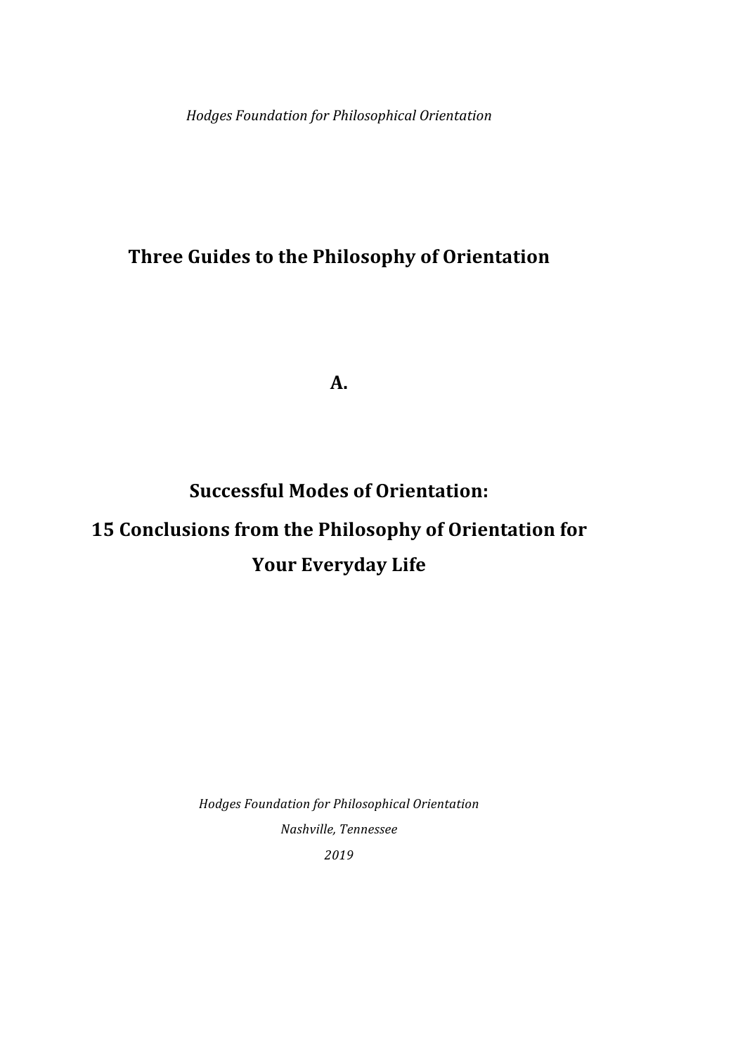*Hodges Foundation for Philosophical Orientation*

# Three Guides to the Philosophy of Orientation

## A.

## Successful Modes of Orientation: 15 Conclusions from the Philosophy of Orientation for Your Everyday Life

*Hodges Foundation for Philosophical Orientation*

*Nashville, Tennessee*

*2019*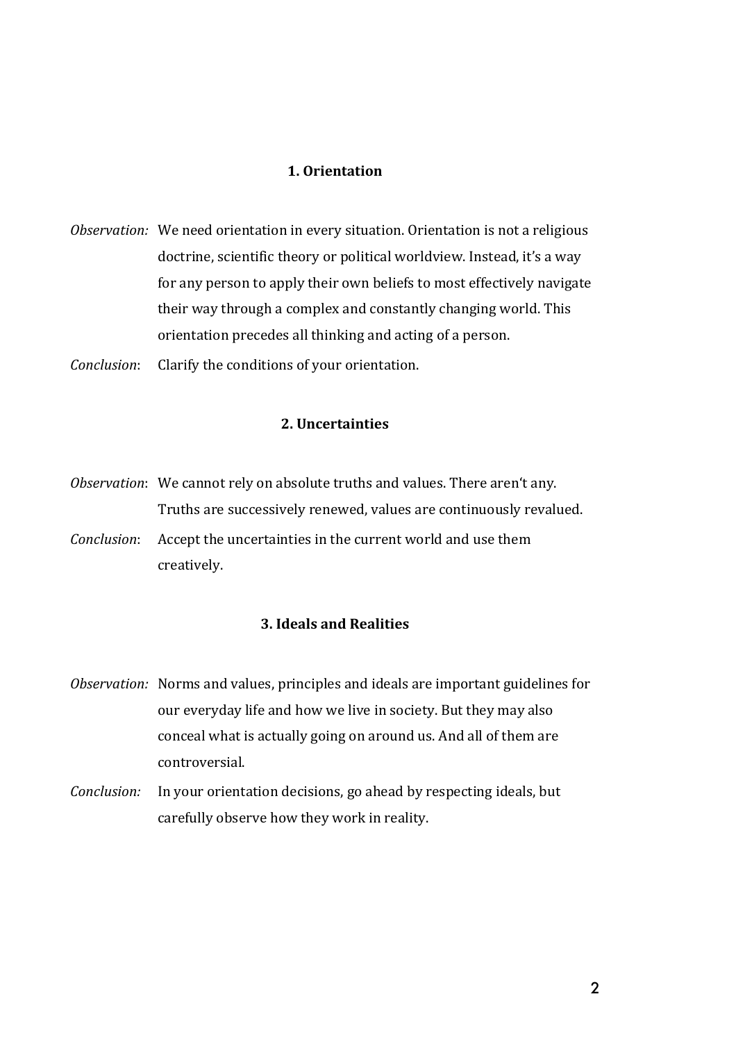### 1. Orientation

*Observation:* We need orientation in every situation. Orientation is not a religious doctrine, scientific theory or political worldview. Instead, it's a way for any person to apply their own beliefs to most effectively navigate their way through a complex and constantly changing world. This orientation precedes all thinking and acting of a person.

*Conclusion*: Clarify the conditions of your orientation.

### 2. Uncertainties

*Observation*: We cannot rely on absolute truths and values. There aren't any. Truths are successively renewed, values are continuously revalued.

*Conclusion*: Accept the uncertainties in the current world and use them creatively.

### 3. Ideals and Realities

*Observation:* Norms and values, principles and ideals are important guidelines for our everyday life and how we live in society. But they may also conceal what is actually going on around us. And all of them are controversial.

*Conclusion:* In your orientation decisions, go ahead by respecting ideals, but carefully observe how they work in reality.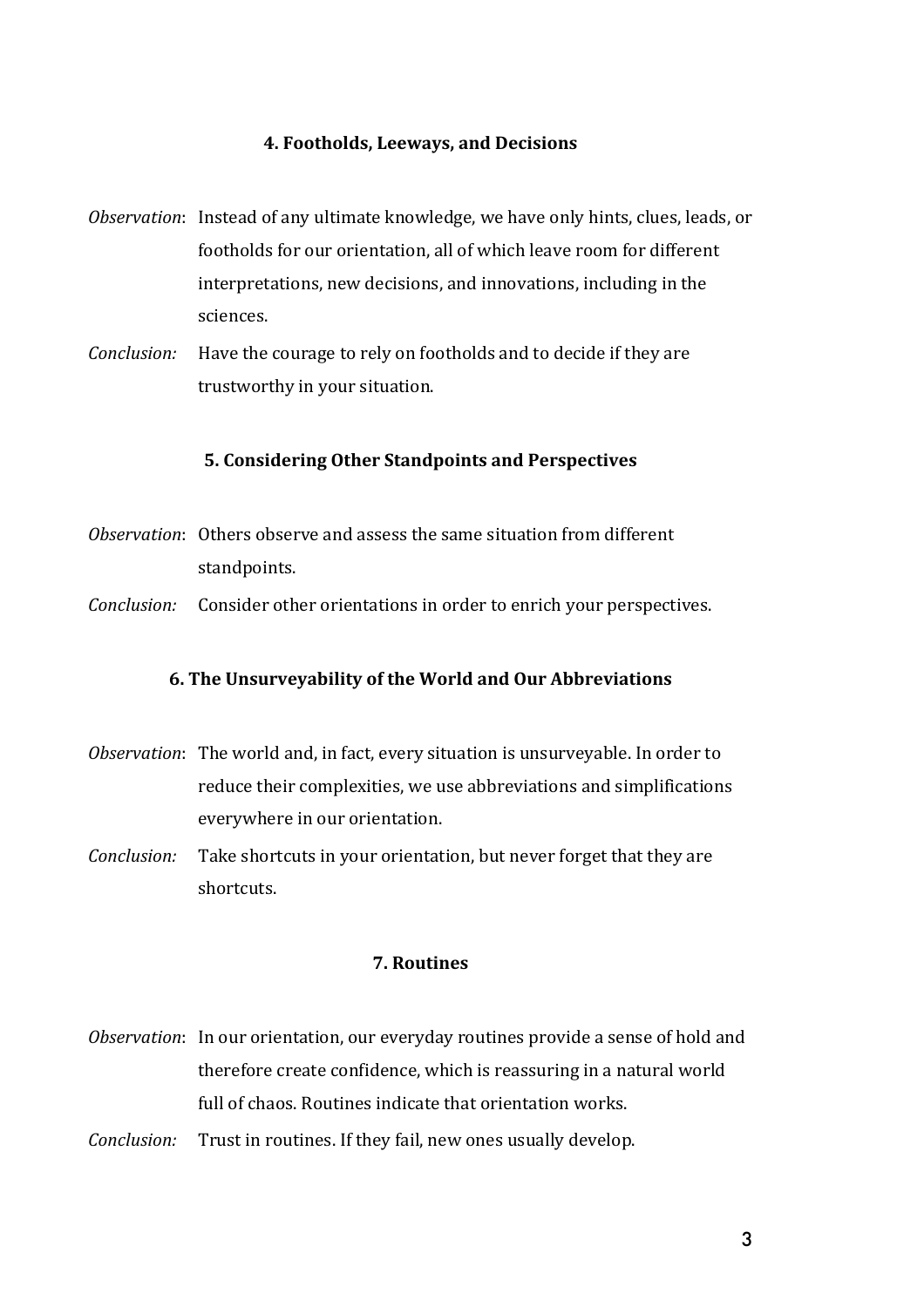### 4. Footholds, Leeways, and Decisions

*Observation*: Instead of any ultimate knowledge, we have only hints, clues, leads, or footholds for our orientation, all of which leave room for different interpretations, new decisions, and innovations, including in the sciences.

*Conclusion:* Have the courage to rely on footholds and to decide if they are trustworthy in your situation.

### 5. Considering Other Standpoints and Perspectives

*Observation*: Others observe and assess the same situation from different standpoints.

*Conclusion:* Consider other orientations in order to enrich your perspectives.

### 6. The Unsurveyability of the World and Our Abbreviations

*Observation*: The world and, in fact, every situation is unsurveyable. In order to reduce their complexities, we use abbreviations and simplifications everywhere in our orientation.

*Conclusion:* Take shortcuts in your orientation, but never forget that they are shortcuts.

### 7. Routines

*Observation*: In our orientation, our everyday routines provide a sense of hold and therefore create confidence, which is reassuring in a natural world full of chaos. Routines indicate that orientation works.

*Conclusion:* Trust in routines. If they fail, new ones usually develop.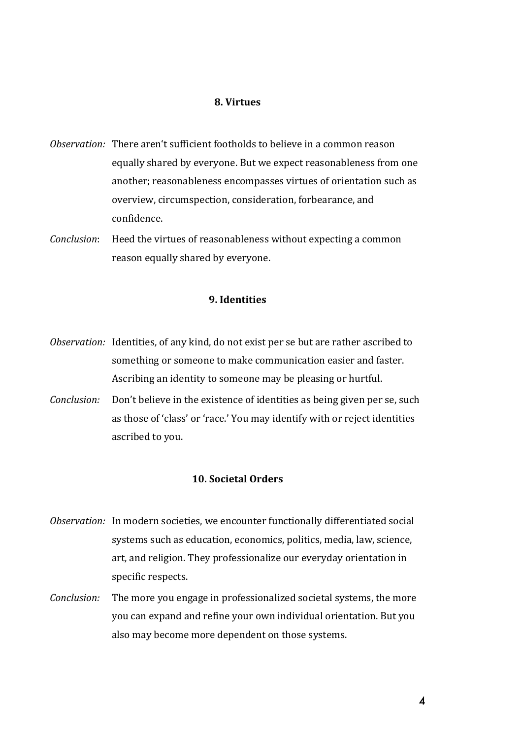### 8. Virtues

*Observation:* There aren't sufficient footholds to believe in a common reason equally shared by everyone. But we expect reasonableness from one another; reasonableness encompasses virtues of orientation such as overview, circumspection, consideration, forbearance, and confidence.

*Conclusion*: Heed the virtues of reasonableness without expecting a common reason equally shared by everyone.

### 9. Identities

*Observation:* Identities, of any kind, do not exist per se but are rather ascribed to something or someone to make communication easier and faster. Ascribing an identity to someone may be pleasing or hurtful.

*Conclusion:* Don't believe in the existence of identities as being given per se, such as those of 'class' or 'race.' You may identify with or reject identities ascribed to you.

### 10. Societal Orders

*Observation:* In modern societies, we encounter functionally differentiated social systems such as education, economics, politics, media, law, science, art, and religion. They professionalize our everyday orientation in specific respects.

*Conclusion:* The more you engage in professionalized societal systems, the more you can expand and refine your own individual orientation. But you also may become more dependent on those systems.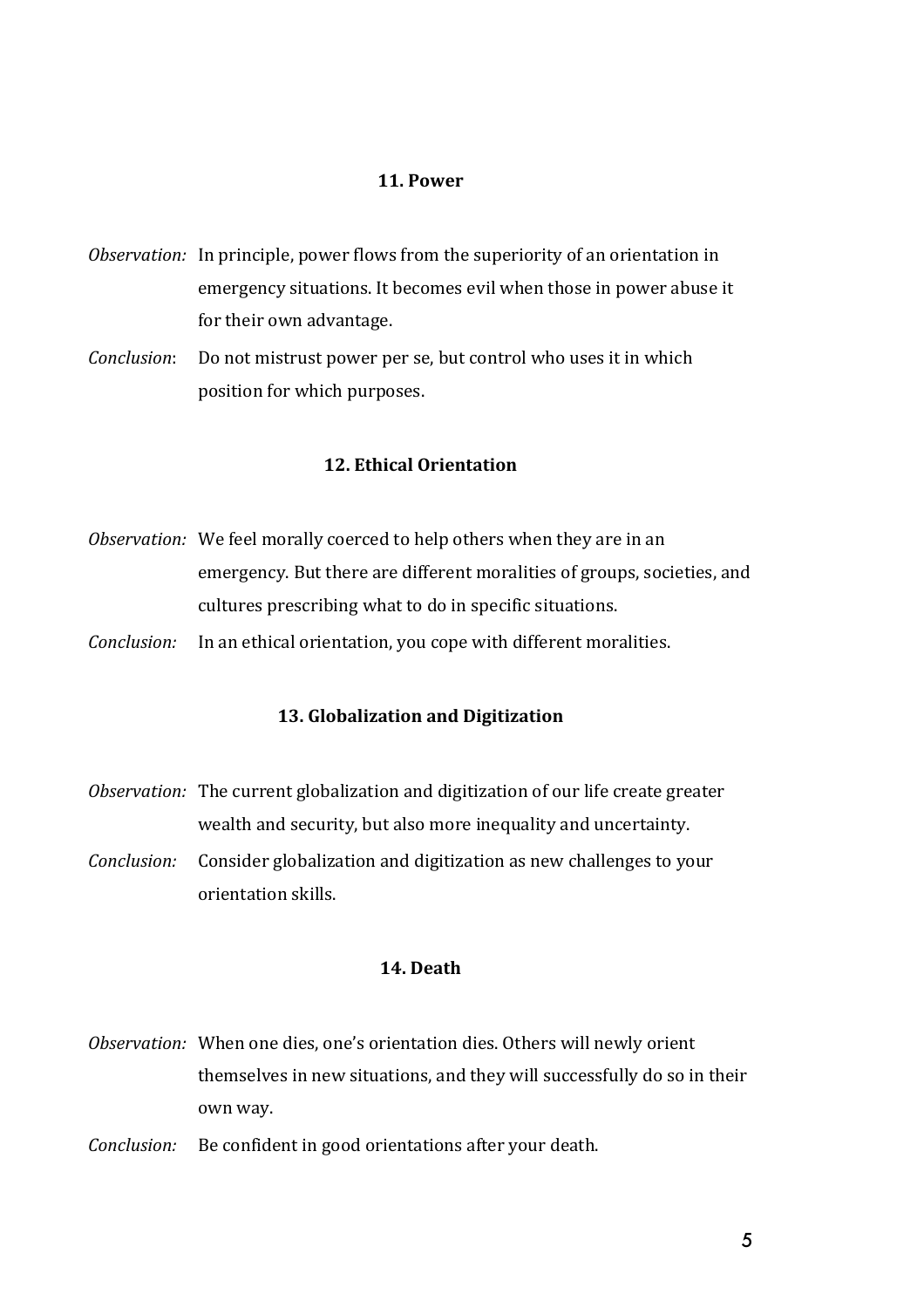### 11. Power

*Observation:* In principle, power flows from the superiority of an orientation in emergency situations. It becomes evil when those in power abuse it for their own advantage.

*Conclusion*: Do not mistrust power per se, but control who uses it in which position for which purposes.

### 12. Ethical Orientation

*Observation:* We feel morally coerced to help others when they are in an emergency. But there are different moralities of groups, societies, and cultures prescribing what to do in specific situations.

*Conclusion:* In an ethical orientation, you cope with different moralities.

### 13. Globalization and Digitization

*Observation:* The current globalization and digitization of our life create greater wealth and security, but also more inequality and uncertainty.

*Conclusion:* Consider globalization and digitization as new challenges to your orientation skills.

### 14. Death

*Observation:* When one dies, one's orientation dies. Others will newly orient themselves in new situations, and they will successfully do so in their own way.

*Conclusion:* Be confident in good orientations after your death.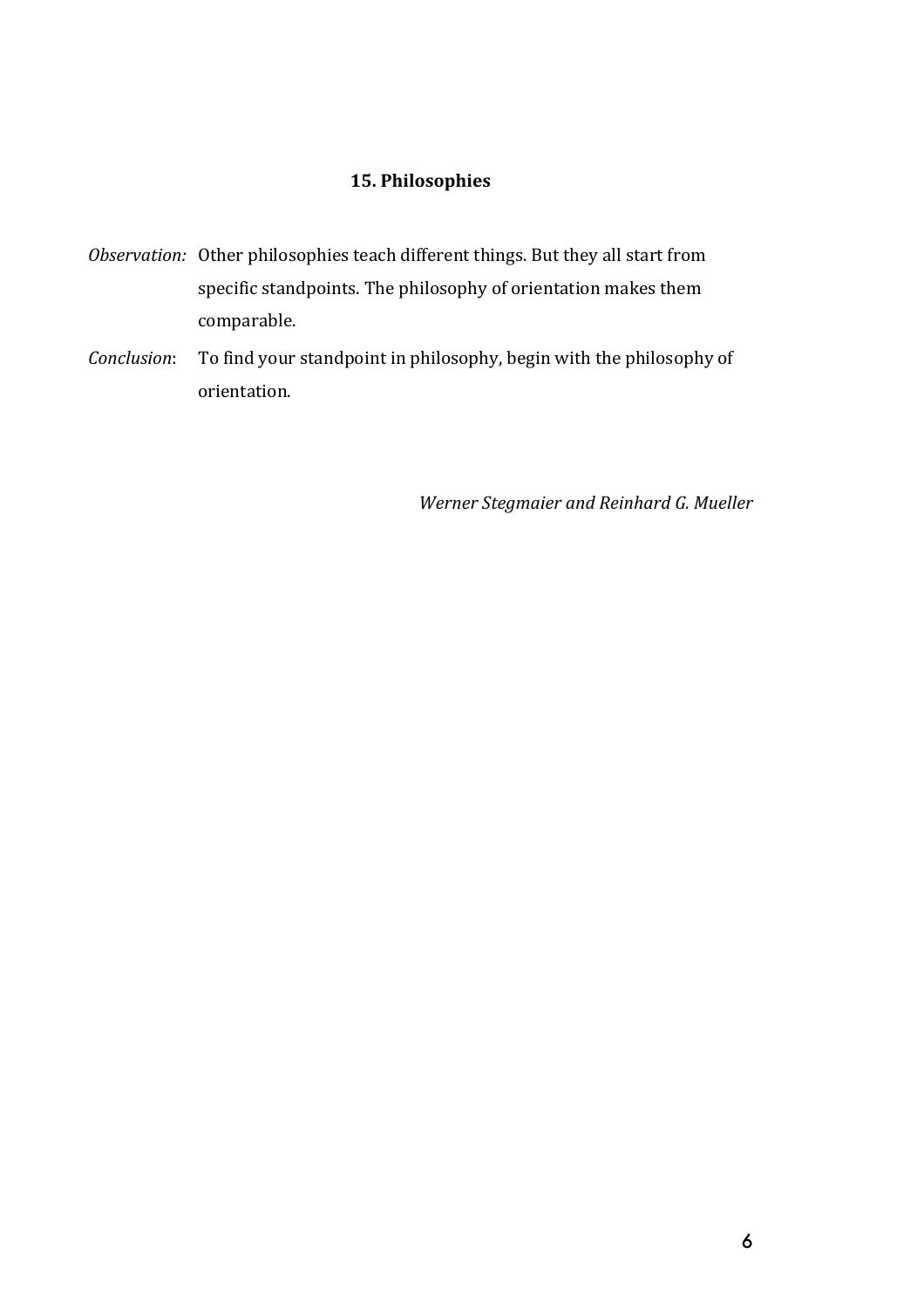**15. Philosophies**

*Observation:* Other philosophies teach different things. But they all start from specific standpoints. The philosophy of orientation makes them comparable.

*Conclusion*: To find your standpoint in philosophy, begin with the philosophy of orientation.

*Werner Stegmaier and Reinhard G. Mueller*